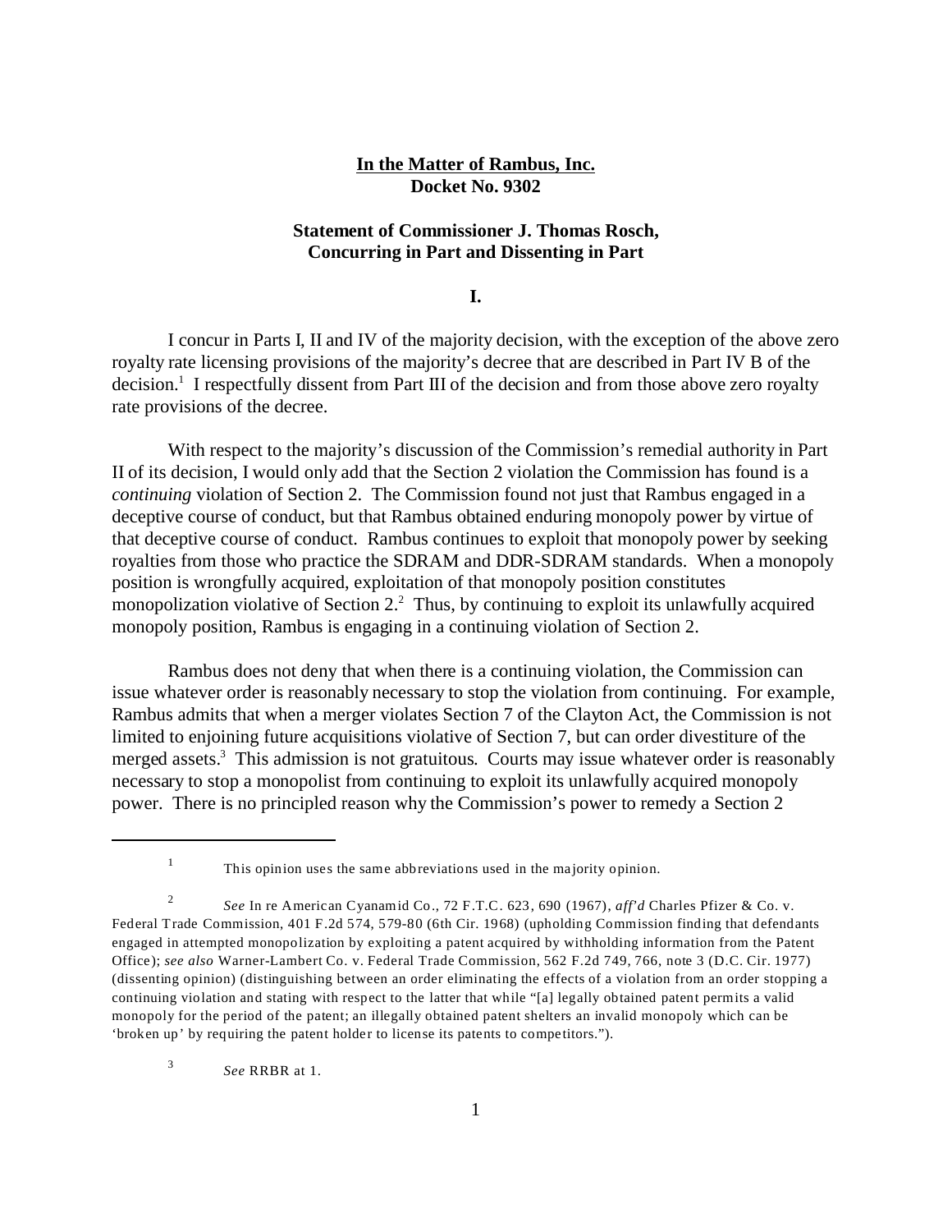**In the Matter of Rambus, Inc.**
**Docket No. 9302**

## Statement of Commissioner J. Thomas Rosch, Concurring in Part and Dissenting in Part

### I.

I concur in Parts I, II and IV of the majority decision, with the exception of the above zero royalty rate licensing provisions of the majority's decree that are described in Part IV B of the decision.[1] I respectfully dissent from Part III of the decision and from those above zero royalty rate provisions of the decree.

With respect to the majority's discussion of the Commission's remedial authority in Part II of its decision, I would only add that the Section 2 violation the Commission has found is a *continuing* violation of Section 2. The Commission found not just that Rambus engaged in a deceptive course of conduct, but that Rambus obtained enduring monopoly power by virtue of that deceptive course of conduct. Rambus continues to exploit that monopoly power by seeking royalties from those who practice the SDRAM and DDR-SDRAM standards. When a monopoly position is wrongfully acquired, exploitation of that monopoly position constitutes monopolization violative of Section 2.[2] Thus, by continuing to exploit its unlawfully acquired monopoly position, Rambus is engaging in a continuing violation of Section 2.

Rambus does not deny that when there is a continuing violation, the Commission can issue whatever order is reasonably necessary to stop the violation from continuing. For example, Rambus admits that when a merger violates Section 7 of the Clayton Act, the Commission is not limited to enjoining future acquisitions violative of Section 7, but can order divestiture of the merged assets.[3] This admission is not gratuitous. Courts may issue whatever order is reasonably necessary to stop a monopolist from continuing to exploit its unlawfully acquired monopoly power. There is no principled reason why the Commission's power to remedy a Section 2

---

[1] This opinion uses the same abbreviations used in the majority opinion.

[2] *See* In re American Cyanamid Co., 72 F.T.C. 623, 690 (1967), *aff'd* Charles Pfizer & Co. v. Federal Trade Commission, 401 F.2d 574, 579-80 (6th Cir. 1968) (upholding Commission finding that defendants engaged in attempted monopolization by exploiting a patent acquired by withholding information from the Patent Office); *see also* Warner-Lambert Co. v. Federal Trade Commission, 562 F.2d 749, 766, note 3 (D.C. Cir. 1977) (dissenting opinion) (distinguishing between an order eliminating the effects of a violation from an order stopping a continuing violation and stating with respect to the latter that while "[a] legally obtained patent permits a valid monopoly for the period of the patent; an illegally obtained patent shelters an invalid monopoly which can be 'broken up' by requiring the patent holder to license its patents to competitors.").

[3] *See* RRBR at 1.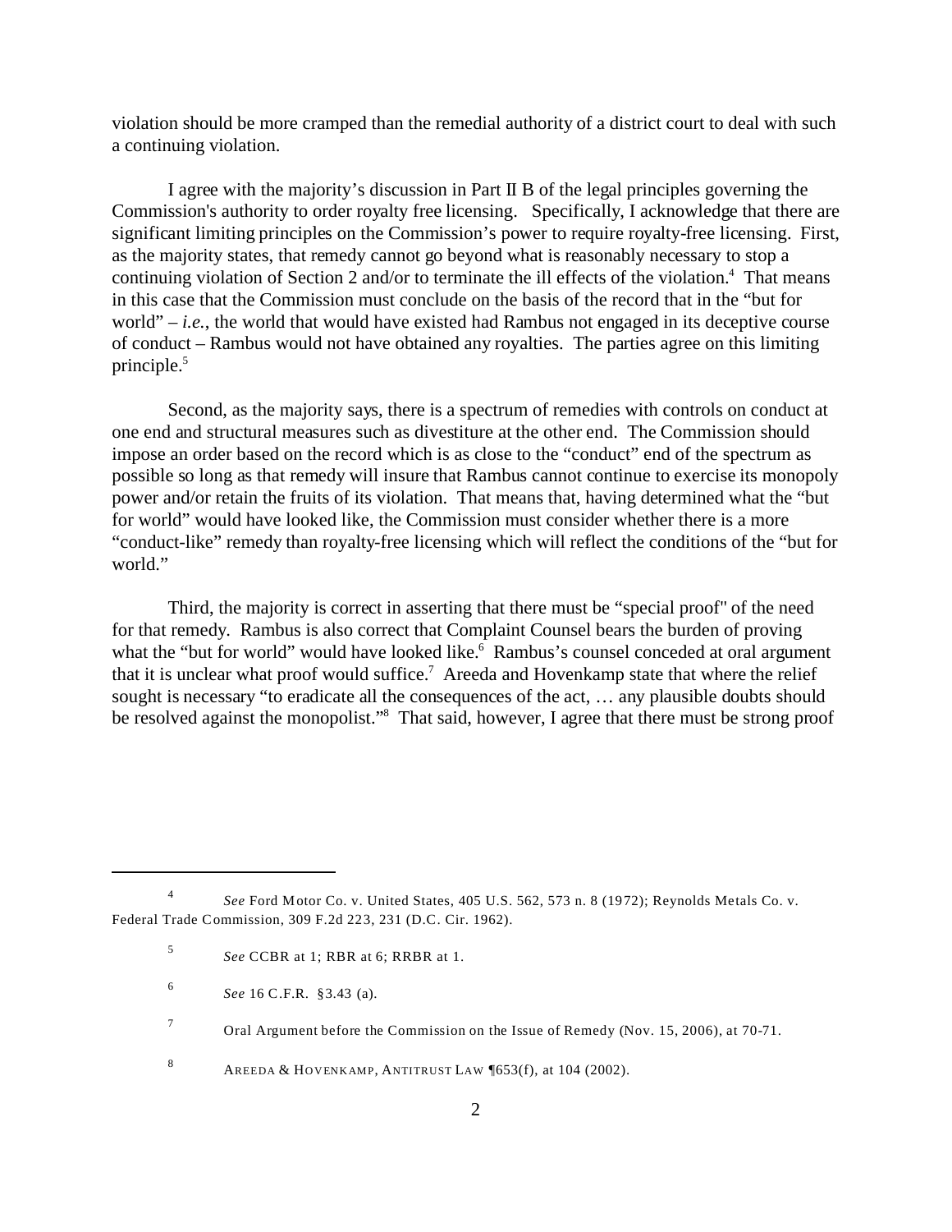violation should be more cramped than the remedial authority of a district court to deal with such a continuing violation.

I agree with the majority's discussion in Part II B of the legal principles governing the Commission's authority to order royalty free licensing. Specifically, I acknowledge that there are significant limiting principles on the Commission's power to require royalty-free licensing. First, as the majority states, that remedy cannot go beyond what is reasonably necessary to stop a continuing violation of Section 2 and/or to terminate the ill effects of the violation.[4] That means in this case that the Commission must conclude on the basis of the record that in the "but for world" – *i.e.*, the world that would have existed had Rambus not engaged in its deceptive course of conduct – Rambus would not have obtained any royalties. The parties agree on this limiting principle.[5]

Second, as the majority says, there is a spectrum of remedies with controls on conduct at one end and structural measures such as divestiture at the other end. The Commission should impose an order based on the record which is as close to the "conduct" end of the spectrum as possible so long as that remedy will insure that Rambus cannot continue to exercise its monopoly power and/or retain the fruits of its violation. That means that, having determined what the "but for world" would have looked like, the Commission must consider whether there is a more "conduct-like" remedy than royalty-free licensing which will reflect the conditions of the "but for world."

Third, the majority is correct in asserting that there must be "special proof" of the need for that remedy. Rambus is also correct that Complaint Counsel bears the burden of proving what the "but for world" would have looked like.[6] Rambus's counsel conceded at oral argument that it is unclear what proof would suffice.[7] Areeda and Hovenkamp state that where the relief sought is necessary "to eradicate all the consequences of the act, … any plausible doubts should be resolved against the monopolist."[8] That said, however, I agree that there must be strong proof

---

[4] *See* Ford Motor Co. v. United States, 405 U.S. 562, 573 n. 8 (1972); Reynolds Metals Co. v. Federal Trade Commission, 309 F.2d 223, 231 (D.C. Cir. 1962).

[5] *See* CCBR at 1; RBR at 6; RRBR at 1.

[6] *See* 16 C.F.R. §3.43 (a).

[7] Oral Argument before the Commission on the Issue of Remedy (Nov. 15, 2006), at 70-71.

[8] AREEDA & HOVENKAMP, ANTITRUST LAW ¶653(f), at 104 (2002).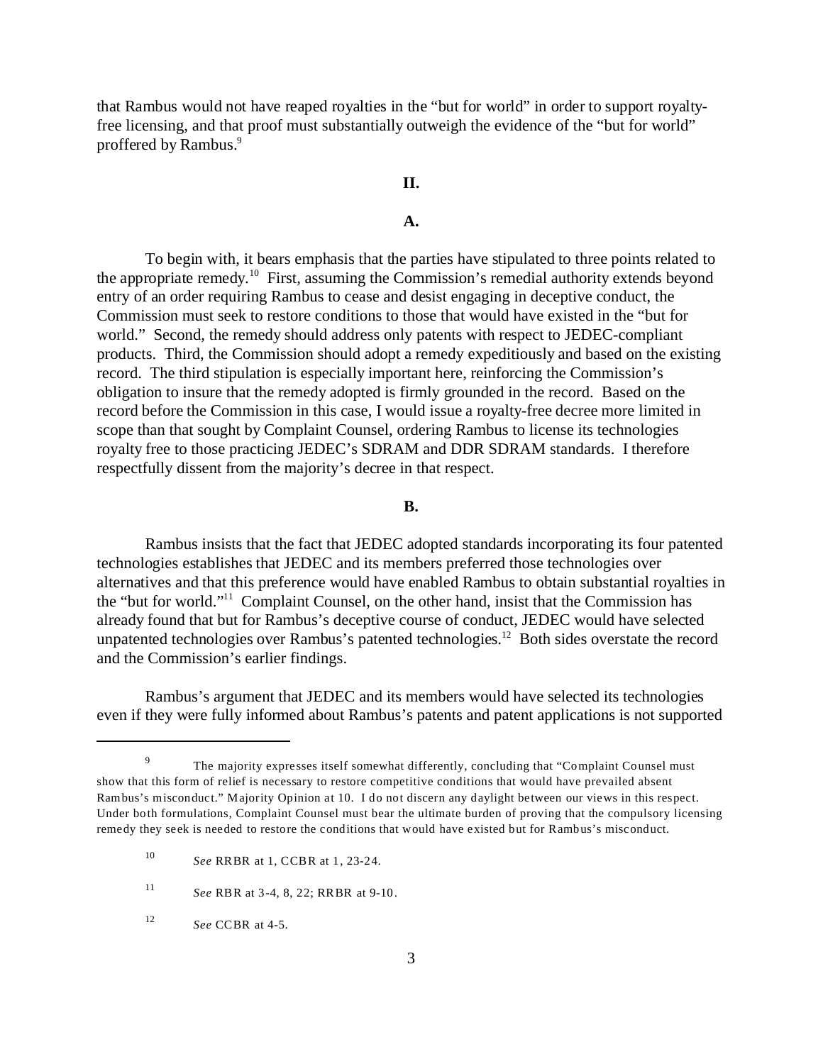that Rambus would not have reaped royalties in the "but for world" in order to support royalty-free licensing, and that proof must substantially outweigh the evidence of the "but for world" proffered by Rambus.[9]

## II.

### A.

To begin with, it bears emphasis that the parties have stipulated to three points related to the appropriate remedy.[10] First, assuming the Commission's remedial authority extends beyond entry of an order requiring Rambus to cease and desist engaging in deceptive conduct, the Commission must seek to restore conditions to those that would have existed in the "but for world." Second, the remedy should address only patents with respect to JEDEC-compliant products. Third, the Commission should adopt a remedy expeditiously and based on the existing record. The third stipulation is especially important here, reinforcing the Commission's obligation to insure that the remedy adopted is firmly grounded in the record. Based on the record before the Commission in this case, I would issue a royalty-free decree more limited in scope than that sought by Complaint Counsel, ordering Rambus to license its technologies royalty free to those practicing JEDEC's SDRAM and DDR SDRAM standards. I therefore respectfully dissent from the majority's decree in that respect.

### B.

Rambus insists that the fact that JEDEC adopted standards incorporating its four patented technologies establishes that JEDEC and its members preferred those technologies over alternatives and that this preference would have enabled Rambus to obtain substantial royalties in the "but for world."[11] Complaint Counsel, on the other hand, insist that the Commission has already found that but for Rambus's deceptive course of conduct, JEDEC would have selected unpatented technologies over Rambus's patented technologies.[12] Both sides overstate the record and the Commission's earlier findings.

Rambus's argument that JEDEC and its members would have selected its technologies even if they were fully informed about Rambus's patents and patent applications is not supported

---

[9] The majority expresses itself somewhat differently, concluding that "Complaint Counsel must show that this form of relief is necessary to restore competitive conditions that would have prevailed absent Rambus's misconduct." Majority Opinion at 10. I do not discern any daylight between our views in this respect. Under both formulations, Complaint Counsel must bear the ultimate burden of proving that the compulsory licensing remedy they seek is needed to restore the conditions that would have existed but for Rambus's misconduct.

[10] *See* RRBR at 1, CCBR at 1, 23-24.

[11] *See* RBR at 3-4, 8, 22; RRBR at 9-10.

[12] *See* CCBR at 4-5.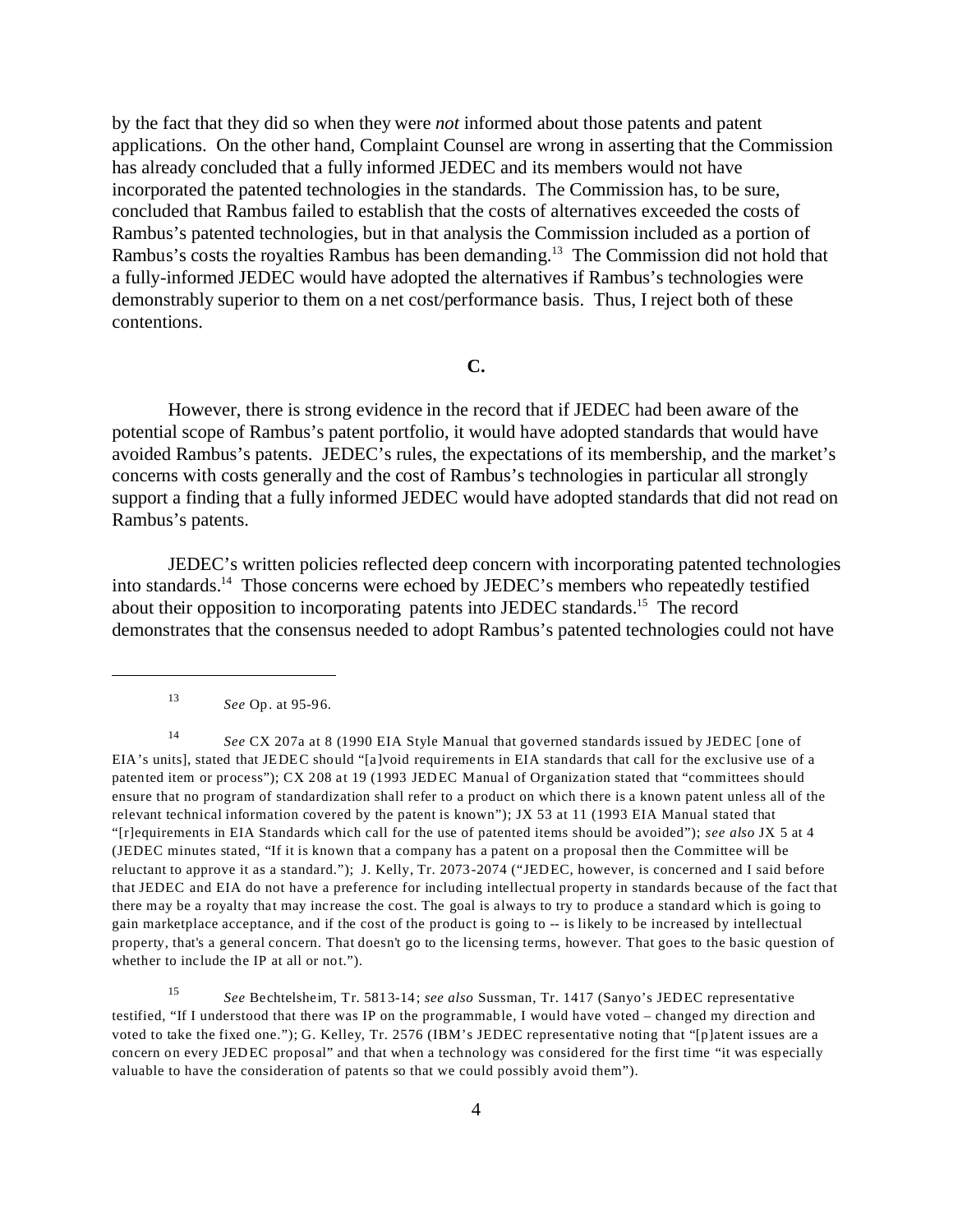by the fact that they did so when they were *not* informed about those patents and patent applications. On the other hand, Complaint Counsel are wrong in asserting that the Commission has already concluded that a fully informed JEDEC and its members would not have incorporated the patented technologies in the standards. The Commission has, to be sure, concluded that Rambus failed to establish that the costs of alternatives exceeded the costs of Rambus's patented technologies, but in that analysis the Commission included as a portion of Rambus's costs the royalties Rambus has been demanding.[13] The Commission did not hold that a fully-informed JEDEC would have adopted the alternatives if Rambus's technologies were demonstrably superior to them on a net cost/performance basis. Thus, I reject both of these contentions.

## C.

However, there is strong evidence in the record that if JEDEC had been aware of the potential scope of Rambus's patent portfolio, it would have adopted standards that would have avoided Rambus's patents. JEDEC's rules, the expectations of its membership, and the market's concerns with costs generally and the cost of Rambus's technologies in particular all strongly support a finding that a fully informed JEDEC would have adopted standards that did not read on Rambus's patents.

JEDEC's written policies reflected deep concern with incorporating patented technologies into standards.[14] Those concerns were echoed by JEDEC's members who repeatedly testified about their opposition to incorporating patents into JEDEC standards.[15] The record demonstrates that the consensus needed to adopt Rambus's patented technologies could not have

---

[13] *See* Op. at 95-96.

[14] *See* CX 207a at 8 (1990 EIA Style Manual that governed standards issued by JEDEC [one of EIA's units], stated that JEDEC should "[a]void requirements in EIA standards that call for the exclusive use of a patented item or process"); CX 208 at 19 (1993 JEDEC Manual of Organization stated that "committees should ensure that no program of standardization shall refer to a product on which there is a known patent unless all of the relevant technical information covered by the patent is known"); JX 53 at 11 (1993 EIA Manual stated that "[r]equirements in EIA Standards which call for the use of patented items should be avoided"); *see also* JX 5 at 4 (JEDEC minutes stated, "If it is known that a company has a patent on a proposal then the Committee will be reluctant to approve it as a standard."); J. Kelly, Tr. 2073-2074 ("JEDEC, however, is concerned and I said before that JEDEC and EIA do not have a preference for including intellectual property in standards because of the fact that there may be a royalty that may increase the cost. The goal is always to try to produce a standard which is going to gain marketplace acceptance, and if the cost of the product is going to -- is likely to be increased by intellectual property, that's a general concern. That doesn't go to the licensing terms, however. That goes to the basic question of whether to include the IP at all or not.").

[15] *See* Bechtelsheim, Tr. 5813-14; *see also* Sussman, Tr. 1417 (Sanyo's JEDEC representative testified, "If I understood that there was IP on the programmable, I would have voted – changed my direction and voted to take the fixed one."); G. Kelley, Tr. 2576 (IBM's JEDEC representative noting that "[p]atent issues are a concern on every JEDEC proposal" and that when a technology was considered for the first time "it was especially valuable to have the consideration of patents so that we could possibly avoid them").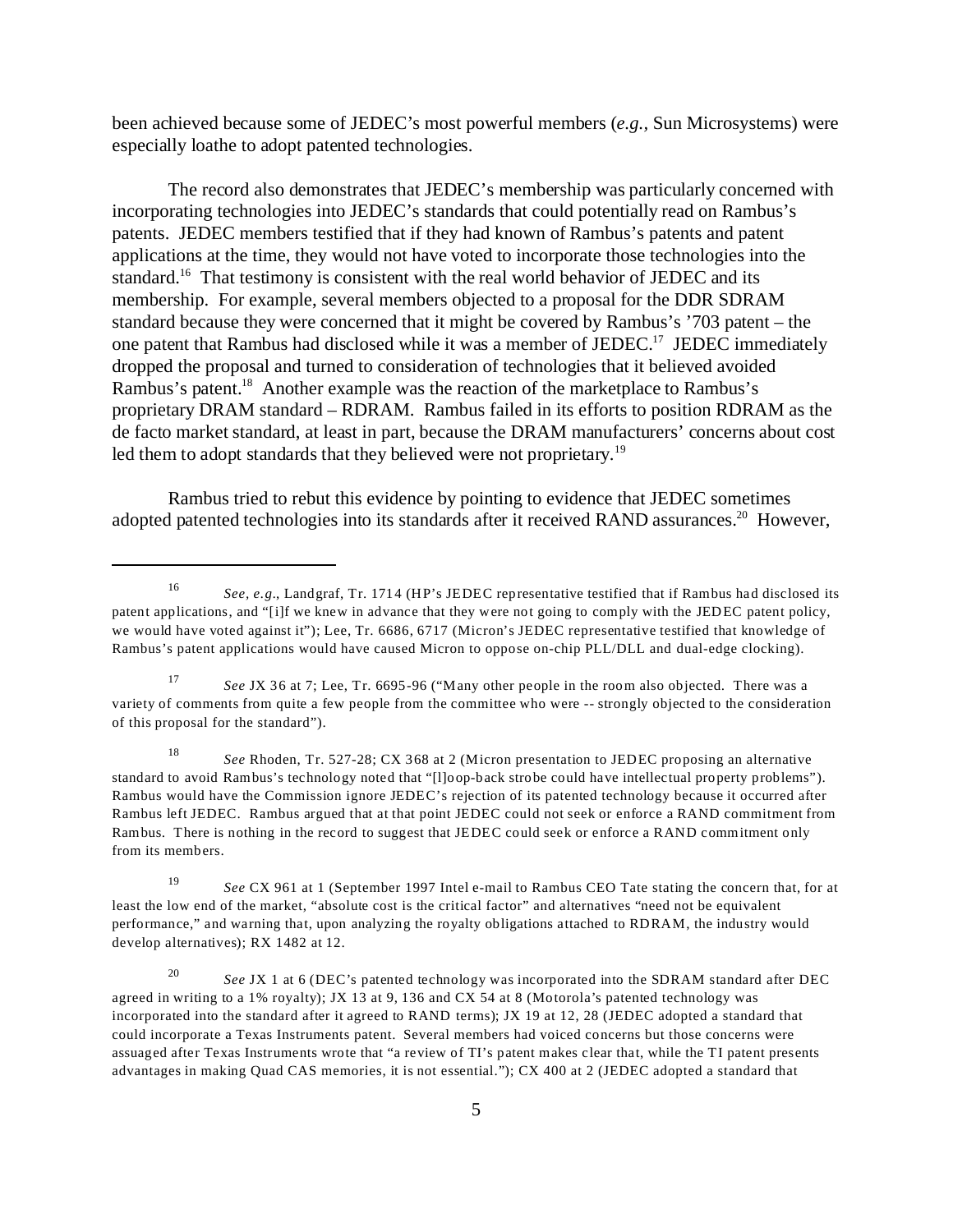been achieved because some of JEDEC's most powerful members (*e.g.*, Sun Microsystems) were especially loathe to adopt patented technologies.

The record also demonstrates that JEDEC's membership was particularly concerned with incorporating technologies into JEDEC's standards that could potentially read on Rambus's patents. JEDEC members testified that if they had known of Rambus's patents and patent applications at the time, they would not have voted to incorporate those technologies into the standard.[16] That testimony is consistent with the real world behavior of JEDEC and its membership. For example, several members objected to a proposal for the DDR SDRAM standard because they were concerned that it might be covered by Rambus's '703 patent – the one patent that Rambus had disclosed while it was a member of JEDEC.[17] JEDEC immediately dropped the proposal and turned to consideration of technologies that it believed avoided Rambus's patent.[18] Another example was the reaction of the marketplace to Rambus's proprietary DRAM standard – RDRAM. Rambus failed in its efforts to position RDRAM as the de facto market standard, at least in part, because the DRAM manufacturers' concerns about cost led them to adopt standards that they believed were not proprietary.[19]

Rambus tried to rebut this evidence by pointing to evidence that JEDEC sometimes adopted patented technologies into its standards after it received RAND assurances.[20] However,

---

[16] *See, e.g.*, Landgraf, Tr. 1714 (HP's JEDEC representative testified that if Rambus had disclosed its patent applications, and "[i]f we knew in advance that they were not going to comply with the JEDEC patent policy, we would have voted against it"); Lee, Tr. 6686, 6717 (Micron's JEDEC representative testified that knowledge of Rambus's patent applications would have caused Micron to oppose on-chip PLL/DLL and dual-edge clocking).

[17] *See* JX 36 at 7; Lee, Tr. 6695-96 ("Many other people in the room also objected. There was a variety of comments from quite a few people from the committee who were -- strongly objected to the consideration of this proposal for the standard").

[18] *See* Rhoden, Tr. 527-28; CX 368 at 2 (Micron presentation to JEDEC proposing an alternative standard to avoid Rambus's technology noted that "[l]oop-back strobe could have intellectual property problems"). Rambus would have the Commission ignore JEDEC's rejection of its patented technology because it occurred after Rambus left JEDEC. Rambus argued that at that point JEDEC could not seek or enforce a RAND commitment from Rambus. There is nothing in the record to suggest that JEDEC could seek or enforce a RAND commitment only from its members.

[19] *See* CX 961 at 1 (September 1997 Intel e-mail to Rambus CEO Tate stating the concern that, for at least the low end of the market, "absolute cost is the critical factor" and alternatives "need not be equivalent performance," and warning that, upon analyzing the royalty obligations attached to RDRAM, the industry would develop alternatives); RX 1482 at 12.

[20] *See* JX 1 at 6 (DEC's patented technology was incorporated into the SDRAM standard after DEC agreed in writing to a 1% royalty); JX 13 at 9, 136 and CX 54 at 8 (Motorola's patented technology was incorporated into the standard after it agreed to RAND terms); JX 19 at 12, 28 (JEDEC adopted a standard that could incorporate a Texas Instruments patent. Several members had voiced concerns but those concerns were assuaged after Texas Instruments wrote that "a review of TI's patent makes clear that, while the TI patent presents advantages in making Quad CAS memories, it is not essential."); CX 400 at 2 (JEDEC adopted a standard that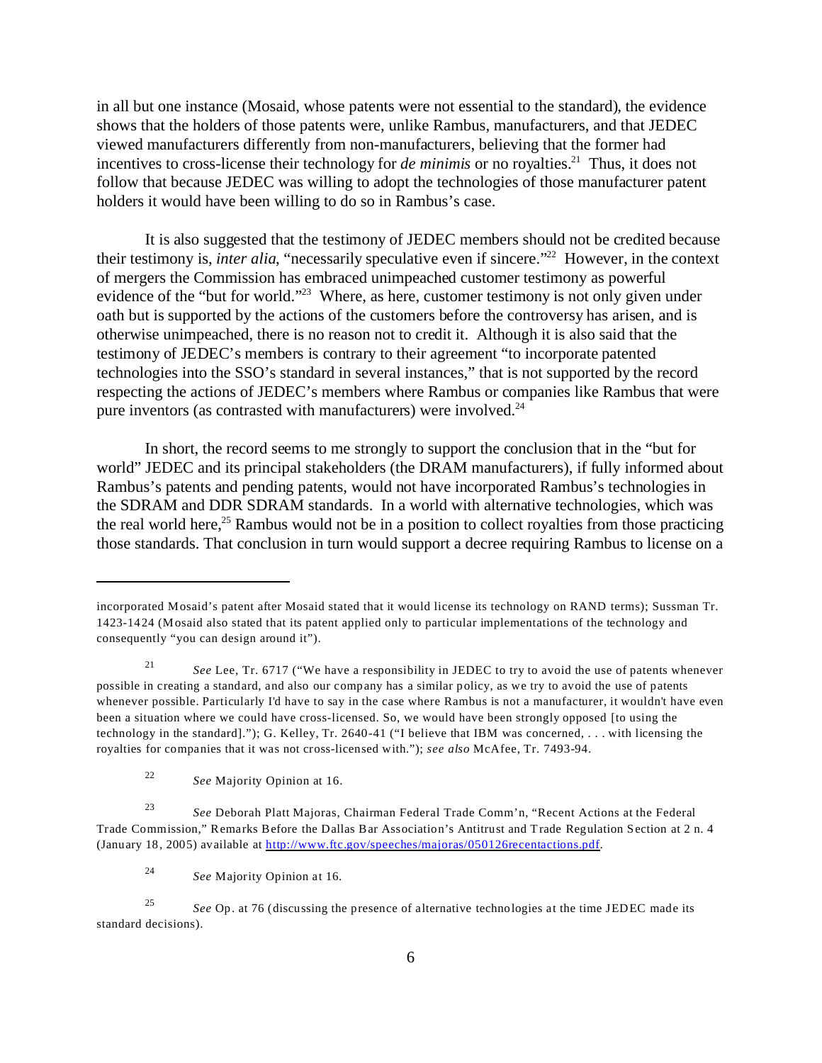in all but one instance (Mosaid, whose patents were not essential to the standard), the evidence shows that the holders of those patents were, unlike Rambus, manufacturers, and that JEDEC viewed manufacturers differently from non-manufacturers, believing that the former had incentives to cross-license their technology for *de minimis* or no royalties.[21] Thus, it does not follow that because JEDEC was willing to adopt the technologies of those manufacturer patent holders it would have been willing to do so in Rambus's case.

It is also suggested that the testimony of JEDEC members should not be credited because their testimony is, *inter alia*, "necessarily speculative even if sincere."[22] However, in the context of mergers the Commission has embraced unimpeached customer testimony as powerful evidence of the "but for world."[23] Where, as here, customer testimony is not only given under oath but is supported by the actions of the customers before the controversy has arisen, and is otherwise unimpeached, there is no reason not to credit it. Although it is also said that the testimony of JEDEC's members is contrary to their agreement "to incorporate patented technologies into the SSO's standard in several instances," that is not supported by the record respecting the actions of JEDEC's members where Rambus or companies like Rambus that were pure inventors (as contrasted with manufacturers) were involved.[24]

In short, the record seems to me strongly to support the conclusion that in the "but for world" JEDEC and its principal stakeholders (the DRAM manufacturers), if fully informed about Rambus's patents and pending patents, would not have incorporated Rambus's technologies in the SDRAM and DDR SDRAM standards. In a world with alternative technologies, which was the real world here,[25] Rambus would not be in a position to collect royalties from those practicing those standards. That conclusion in turn would support a decree requiring Rambus to license on a

---

incorporated Mosaid's patent after Mosaid stated that it would license its technology on RAND terms); Sussman Tr. 1423-1424 (Mosaid also stated that its patent applied only to particular implementations of the technology and consequently "you can design around it").

[21] *See* Lee, Tr. 6717 ("We have a responsibility in JEDEC to try to avoid the use of patents whenever possible in creating a standard, and also our company has a similar policy, as we try to avoid the use of patents whenever possible. Particularly I'd have to say in the case where Rambus is not a manufacturer, it wouldn't have even been a situation where we could have cross-licensed. So, we would have been strongly opposed [to using the technology in the standard]."); G. Kelley, Tr. 2640-41 ("I believe that IBM was concerned, . . . with licensing the royalties for companies that it was not cross-licensed with."); *see also* McAfee, Tr. 7493-94.

[22] *See* Majority Opinion at 16.

[23] *See* Deborah Platt Majoras, Chairman Federal Trade Comm'n, "Recent Actions at the Federal Trade Commission," Remarks Before the Dallas Bar Association's Antitrust and Trade Regulation Section at 2 n. 4 (January 18, 2005) available at http://www.ftc.gov/speeches/majoras/050126recentactions.pdf.

[24] *See* Majority Opinion at 16.

[25] *See* Op. at 76 (discussing the presence of alternative technologies at the time JEDEC made its standard decisions).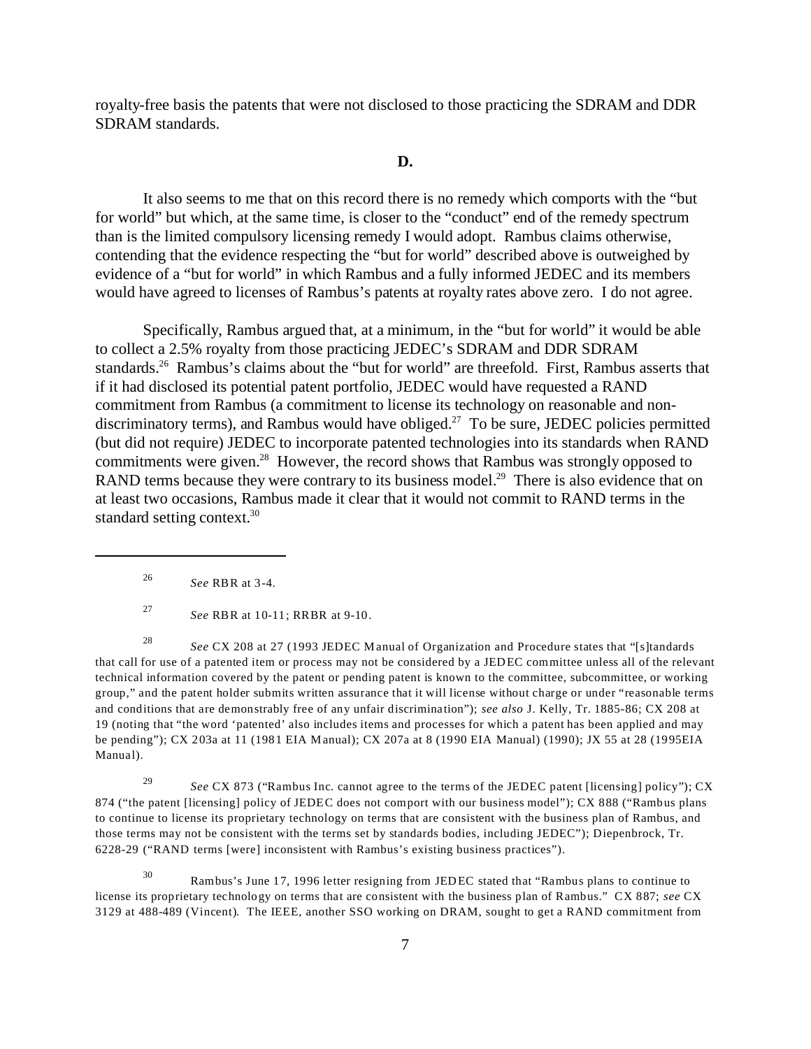royalty-free basis the patents that were not disclosed to those practicing the SDRAM and DDR SDRAM standards.

**D.**

It also seems to me that on this record there is no remedy which comports with the "but for world" but which, at the same time, is closer to the "conduct" end of the remedy spectrum than is the limited compulsory licensing remedy I would adopt. Rambus claims otherwise, contending that the evidence respecting the "but for world" described above is outweighed by evidence of a "but for world" in which Rambus and a fully informed JEDEC and its members would have agreed to licenses of Rambus's patents at royalty rates above zero. I do not agree.

Specifically, Rambus argued that, at a minimum, in the "but for world" it would be able to collect a 2.5% royalty from those practicing JEDEC's SDRAM and DDR SDRAM standards.[26] Rambus's claims about the "but for world" are threefold. First, Rambus asserts that if it had disclosed its potential patent portfolio, JEDEC would have requested a RAND commitment from Rambus (a commitment to license its technology on reasonable and non-discriminatory terms), and Rambus would have obliged.[27] To be sure, JEDEC policies permitted (but did not require) JEDEC to incorporate patented technologies into its standards when RAND commitments were given.[28] However, the record shows that Rambus was strongly opposed to RAND terms because they were contrary to its business model.[29] There is also evidence that on at least two occasions, Rambus made it clear that it would not commit to RAND terms in the standard setting context.[30]

---

[26] *See* RBR at 3-4.

[27] *See* RBR at 10-11; RRBR at 9-10.

[28] *See* CX 208 at 27 (1993 JEDEC Manual of Organization and Procedure states that "[s]tandards that call for use of a patented item or process may not be considered by a JEDEC committee unless all of the relevant technical information covered by the patent or pending patent is known to the committee, subcommittee, or working group," and the patent holder submits written assurance that it will license without charge or under "reasonable terms and conditions that are demonstrably free of any unfair discrimination"); *see also* J. Kelly, Tr. 1885-86; CX 208 at 19 (noting that "the word 'patented' also includes items and processes for which a patent has been applied and may be pending"); CX 203a at 11 (1981 EIA Manual); CX 207a at 8 (1990 EIA Manual) (1990); JX 55 at 28 (1995EIA Manual).

[29] *See* CX 873 ("Rambus Inc. cannot agree to the terms of the JEDEC patent [licensing] policy"); CX 874 ("the patent [licensing] policy of JEDEC does not comport with our business model"); CX 888 ("Rambus plans to continue to license its proprietary technology on terms that are consistent with the business plan of Rambus, and those terms may not be consistent with the terms set by standards bodies, including JEDEC"); Diepenbrock, Tr. 6228-29 ("RAND terms [were] inconsistent with Rambus's existing business practices").

[30] Rambus's June 17, 1996 letter resigning from JEDEC stated that "Rambus plans to continue to license its proprietary technology on terms that are consistent with the business plan of Rambus." CX 887; *see* CX 3129 at 488-489 (Vincent). The IEEE, another SSO working on DRAM, sought to get a RAND commitment from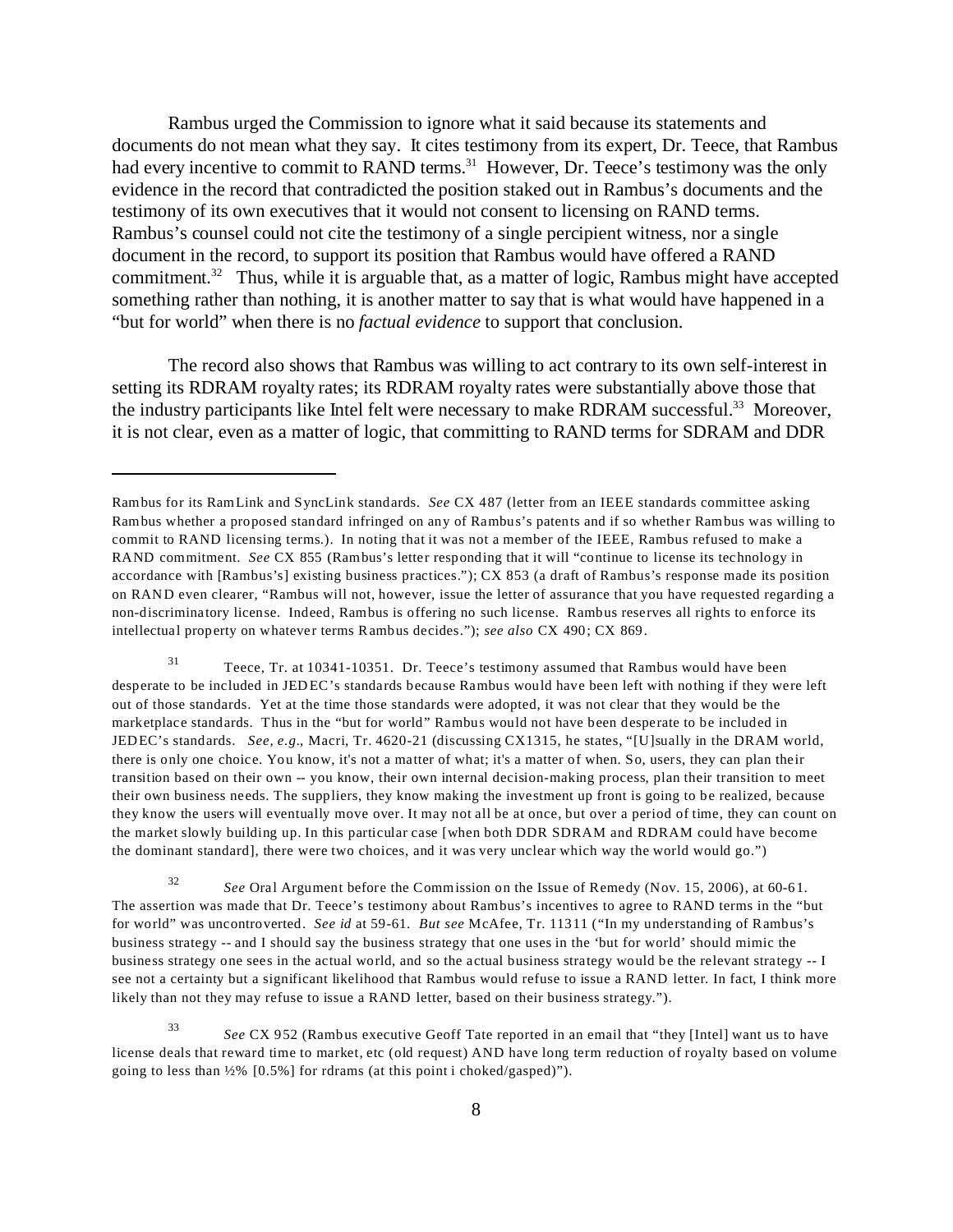Rambus urged the Commission to ignore what it said because its statements and documents do not mean what they say. It cites testimony from its expert, Dr. Teece, that Rambus had every incentive to commit to RAND terms.[31] However, Dr. Teece's testimony was the only evidence in the record that contradicted the position staked out in Rambus's documents and the testimony of its own executives that it would not consent to licensing on RAND terms. Rambus's counsel could not cite the testimony of a single percipient witness, nor a single document in the record, to support its position that Rambus would have offered a RAND commitment.[32] Thus, while it is arguable that, as a matter of logic, Rambus might have accepted something rather than nothing, it is another matter to say that is what would have happened in a "but for world" when there is no *factual evidence* to support that conclusion.

The record also shows that Rambus was willing to act contrary to its own self-interest in setting its RDRAM royalty rates; its RDRAM royalty rates were substantially above those that the industry participants like Intel felt were necessary to make RDRAM successful.[33] Moreover, it is not clear, even as a matter of logic, that committing to RAND terms for SDRAM and DDR

---

Rambus for its RamLink and SyncLink standards. *See* CX 487 (letter from an IEEE standards committee asking Rambus whether a proposed standard infringed on any of Rambus's patents and if so whether Rambus was willing to commit to RAND licensing terms.). In noting that it was not a member of the IEEE, Rambus refused to make a RAND commitment. *See* CX 855 (Rambus's letter responding that it will "continue to license its technology in accordance with [Rambus's] existing business practices."); CX 853 (a draft of Rambus's response made its position on RAND even clearer, "Rambus will not, however, issue the letter of assurance that you have requested regarding a non-discriminatory license. Indeed, Rambus is offering no such license. Rambus reserves all rights to enforce its intellectual property on whatever terms Rambus decides."); *see also* CX 490; CX 869.

[31] Teece, Tr. at 10341-10351. Dr. Teece's testimony assumed that Rambus would have been desperate to be included in JEDEC's standards because Rambus would have been left with nothing if they were left out of those standards. Yet at the time those standards were adopted, it was not clear that they would be the marketplace standards. Thus in the "but for world" Rambus would not have been desperate to be included in JEDEC's standards. *See, e.g.*, Macri, Tr. 4620-21 (discussing CX1315, he states, "[U]sually in the DRAM world, there is only one choice. You know, it's not a matter of what; it's a matter of when. So, users, they can plan their transition based on their own -- you know, their own internal decision-making process, plan their transition to meet their own business needs. The suppliers, they know making the investment up front is going to be realized, because they know the users will eventually move over. It may not all be at once, but over a period of time, they can count on the market slowly building up. In this particular case [when both DDR SDRAM and RDRAM could have become the dominant standard], there were two choices, and it was very unclear which way the world would go.")

[32] *See* Oral Argument before the Commission on the Issue of Remedy (Nov. 15, 2006), at 60-61. The assertion was made that Dr. Teece's testimony about Rambus's incentives to agree to RAND terms in the "but for world" was uncontroverted. *See id* at 59-61. *But see* McAfee, Tr. 11311 ("In my understanding of Rambus's business strategy -- and I should say the business strategy that one uses in the 'but for world' should mimic the business strategy one sees in the actual world, and so the actual business strategy would be the relevant strategy -- I see not a certainty but a significant likelihood that Rambus would refuse to issue a RAND letter. In fact, I think more likely than not they may refuse to issue a RAND letter, based on their business strategy.").

[33] *See* CX 952 (Rambus executive Geoff Tate reported in an email that "they [Intel] want us to have license deals that reward time to market, etc (old request) AND have long term reduction of royalty based on volume going to less than ½% [0.5%] for rdrams (at this point i choked/gasped)").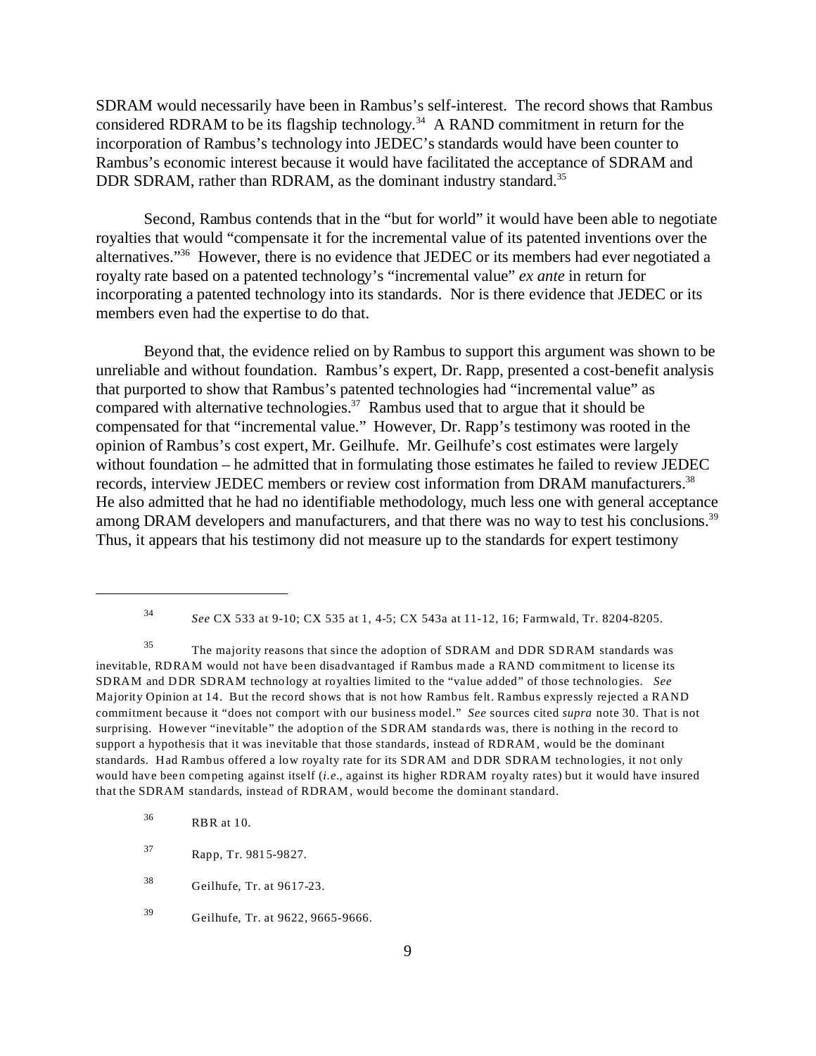SDRAM would necessarily have been in Rambus's self-interest. The record shows that Rambus considered RDRAM to be its flagship technology.[34] A RAND commitment in return for the incorporation of Rambus's technology into JEDEC's standards would have been counter to Rambus's economic interest because it would have facilitated the acceptance of SDRAM and DDR SDRAM, rather than RDRAM, as the dominant industry standard.[35]

Second, Rambus contends that in the "but for world" it would have been able to negotiate royalties that would "compensate it for the incremental value of its patented inventions over the alternatives."[36] However, there is no evidence that JEDEC or its members had ever negotiated a royalty rate based on a patented technology's "incremental value" *ex ante* in return for incorporating a patented technology into its standards. Nor is there evidence that JEDEC or its members even had the expertise to do that.

Beyond that, the evidence relied on by Rambus to support this argument was shown to be unreliable and without foundation. Rambus's expert, Dr. Rapp, presented a cost-benefit analysis that purported to show that Rambus's patented technologies had "incremental value" as compared with alternative technologies.[37] Rambus used that to argue that it should be compensated for that "incremental value." However, Dr. Rapp's testimony was rooted in the opinion of Rambus's cost expert, Mr. Geilhufe. Mr. Geilhufe's cost estimates were largely without foundation – he admitted that in formulating those estimates he failed to review JEDEC records, interview JEDEC members or review cost information from DRAM manufacturers.[38] He also admitted that he had no identifiable methodology, much less one with general acceptance among DRAM developers and manufacturers, and that there was no way to test his conclusions.[39] Thus, it appears that his testimony did not measure up to the standards for expert testimony

---

[34] *See* CX 533 at 9-10; CX 535 at 1, 4-5; CX 543a at 11-12, 16; Farmwald, Tr. 8204-8205.

[35] The majority reasons that since the adoption of SDRAM and DDR SDRAM standards was inevitable, RDRAM would not have been disadvantaged if Rambus made a RAND commitment to license its SDRAM and DDR SDRAM technology at royalties limited to the "value added" of those technologies. *See* Majority Opinion at 14. But the record shows that is not how Rambus felt. Rambus expressly rejected a RAND commitment because it "does not comport with our business model." *See* sources cited *supra* note 30. That is not surprising. However "inevitable" the adoption of the SDRAM standards was, there is nothing in the record to support a hypothesis that it was inevitable that those standards, instead of RDRAM, would be the dominant standards. Had Rambus offered a low royalty rate for its SDRAM and DDR SDRAM technologies, it not only would have been competing against itself (*i.e.*, against its higher RDRAM royalty rates) but it would have insured that the SDRAM standards, instead of RDRAM, would become the dominant standard.

[36] RBR at 10.

[37] Rapp, Tr. 9815-9827.

[38] Geilhufe, Tr. at 9617-23.

[39] Geilhufe, Tr. at 9622, 9665-9666.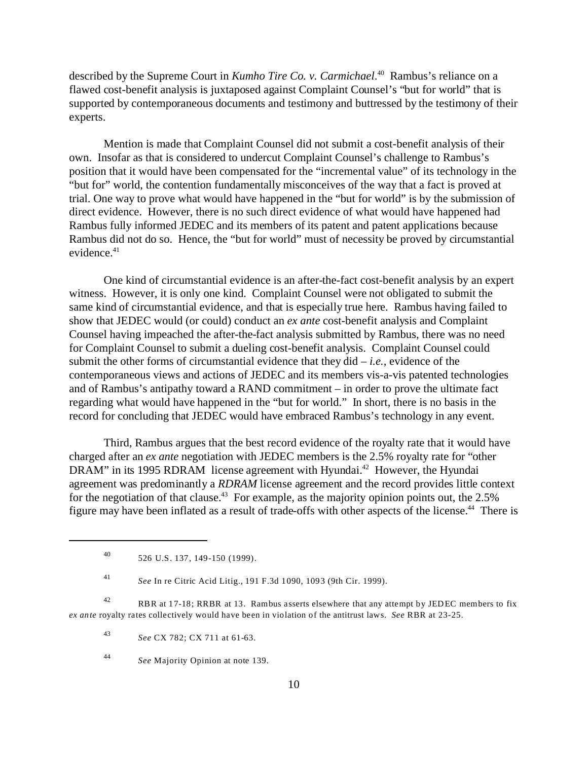described by the Supreme Court in *Kumho Tire Co. v. Carmichael*.[40] Rambus's reliance on a flawed cost-benefit analysis is juxtaposed against Complaint Counsel's "but for world" that is supported by contemporaneous documents and testimony and buttressed by the testimony of their experts.

Mention is made that Complaint Counsel did not submit a cost-benefit analysis of their own. Insofar as that is considered to undercut Complaint Counsel's challenge to Rambus's position that it would have been compensated for the "incremental value" of its technology in the "but for" world, the contention fundamentally misconceives of the way that a fact is proved at trial. One way to prove what would have happened in the "but for world" is by the submission of direct evidence. However, there is no such direct evidence of what would have happened had Rambus fully informed JEDEC and its members of its patent and patent applications because Rambus did not do so. Hence, the "but for world" must of necessity be proved by circumstantial evidence.[41]

One kind of circumstantial evidence is an after-the-fact cost-benefit analysis by an expert witness. However, it is only one kind. Complaint Counsel were not obligated to submit the same kind of circumstantial evidence, and that is especially true here. Rambus having failed to show that JEDEC would (or could) conduct an *ex ante* cost-benefit analysis and Complaint Counsel having impeached the after-the-fact analysis submitted by Rambus, there was no need for Complaint Counsel to submit a dueling cost-benefit analysis. Complaint Counsel could submit the other forms of circumstantial evidence that they did – *i.e.*, evidence of the contemporaneous views and actions of JEDEC and its members vis-a-vis patented technologies and of Rambus's antipathy toward a RAND commitment – in order to prove the ultimate fact regarding what would have happened in the "but for world." In short, there is no basis in the record for concluding that JEDEC would have embraced Rambus's technology in any event.

Third, Rambus argues that the best record evidence of the royalty rate that it would have charged after an *ex ante* negotiation with JEDEC members is the 2.5% royalty rate for "other DRAM" in its 1995 RDRAM license agreement with Hyundai.[42] However, the Hyundai agreement was predominantly a *RDRAM* license agreement and the record provides little context for the negotiation of that clause.[43] For example, as the majority opinion points out, the 2.5% figure may have been inflated as a result of trade-offs with other aspects of the license.[44] There is

---

[40] 526 U.S. 137, 149-150 (1999).

[41] *See* In re Citric Acid Litig., 191 F.3d 1090, 1093 (9th Cir. 1999).

[42] RBR at 17-18; RRBR at 13. Rambus asserts elsewhere that any attempt by JEDEC members to fix *ex ante* royalty rates collectively would have been in violation of the antitrust laws. *See* RBR at 23-25.

[43] *See* CX 782; CX 711 at 61-63.

[44] *See* Majority Opinion at note 139.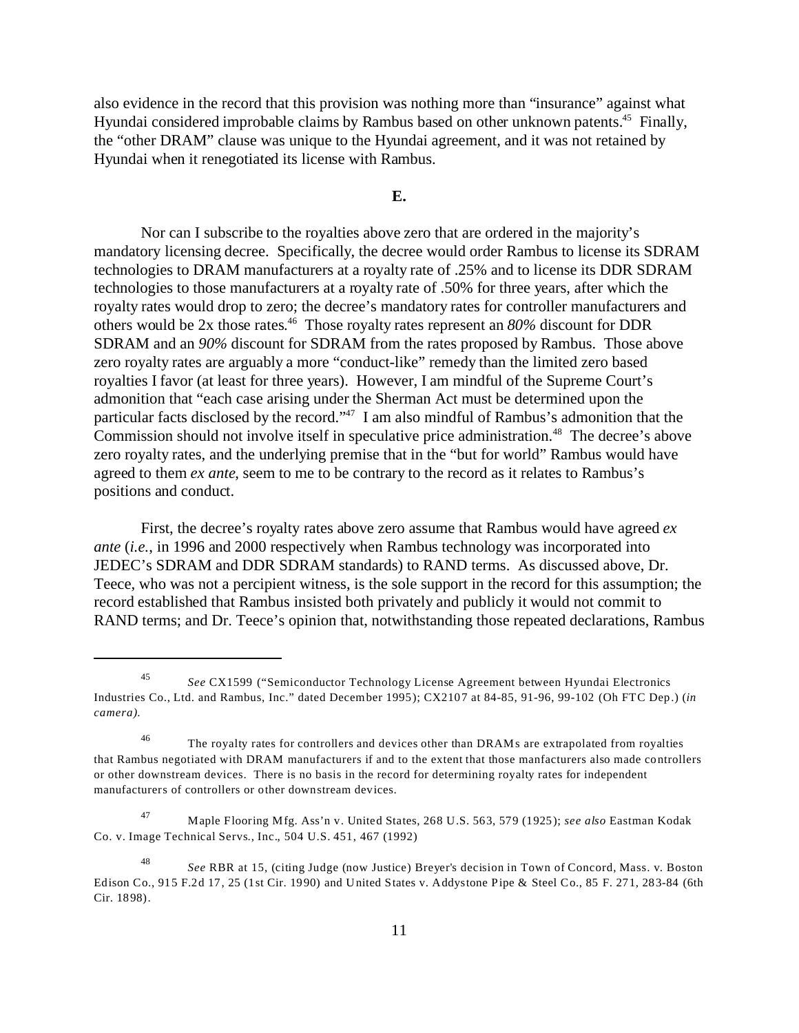also evidence in the record that this provision was nothing more than "insurance" against what Hyundai considered improbable claims by Rambus based on other unknown patents.[45] Finally, the "other DRAM" clause was unique to the Hyundai agreement, and it was not retained by Hyundai when it renegotiated its license with Rambus.

**E.**

Nor can I subscribe to the royalties above zero that are ordered in the majority's mandatory licensing decree. Specifically, the decree would order Rambus to license its SDRAM technologies to DRAM manufacturers at a royalty rate of .25% and to license its DDR SDRAM technologies to those manufacturers at a royalty rate of .50% for three years, after which the royalty rates would drop to zero; the decree's mandatory rates for controller manufacturers and others would be 2x those rates.[46] Those royalty rates represent an *80%* discount for DDR SDRAM and an *90%* discount for SDRAM from the rates proposed by Rambus. Those above zero royalty rates are arguably a more "conduct-like" remedy than the limited zero based royalties I favor (at least for three years). However, I am mindful of the Supreme Court's admonition that "each case arising under the Sherman Act must be determined upon the particular facts disclosed by the record."[47] I am also mindful of Rambus's admonition that the Commission should not involve itself in speculative price administration.[48] The decree's above zero royalty rates, and the underlying premise that in the "but for world" Rambus would have agreed to them *ex ante*, seem to me to be contrary to the record as it relates to Rambus's positions and conduct.

First, the decree's royalty rates above zero assume that Rambus would have agreed *ex ante* (*i.e.*, in 1996 and 2000 respectively when Rambus technology was incorporated into JEDEC's SDRAM and DDR SDRAM standards) to RAND terms. As discussed above, Dr. Teece, who was not a percipient witness, is the sole support in the record for this assumption; the record established that Rambus insisted both privately and publicly it would not commit to RAND terms; and Dr. Teece's opinion that, notwithstanding those repeated declarations, Rambus

---

[45] *See* CX1599 ("Semiconductor Technology License Agreement between Hyundai Electronics Industries Co., Ltd. and Rambus, Inc." dated December 1995); CX2107 at 84-85, 91-96, 99-102 (Oh FTC Dep.) (*in camera).*

[46] The royalty rates for controllers and devices other than DRAMs are extrapolated from royalties that Rambus negotiated with DRAM manufacturers if and to the extent that those manfacturers also made controllers or other downstream devices. There is no basis in the record for determining royalty rates for independent manufacturers of controllers or other downstream devices.

[47] Maple Flooring Mfg. Ass'n v. United States, 268 U.S. 563, 579 (1925); *see also* Eastman Kodak Co. v. Image Technical Servs., Inc., 504 U.S. 451, 467 (1992)

[48] *See* RBR at 15, (citing Judge (now Justice) Breyer's decision in Town of Concord, Mass. v. Boston Edison Co., 915 F.2d 17, 25 (1st Cir. 1990) and United States v. Addystone Pipe & Steel Co., 85 F. 271, 283-84 (6th Cir. 1898).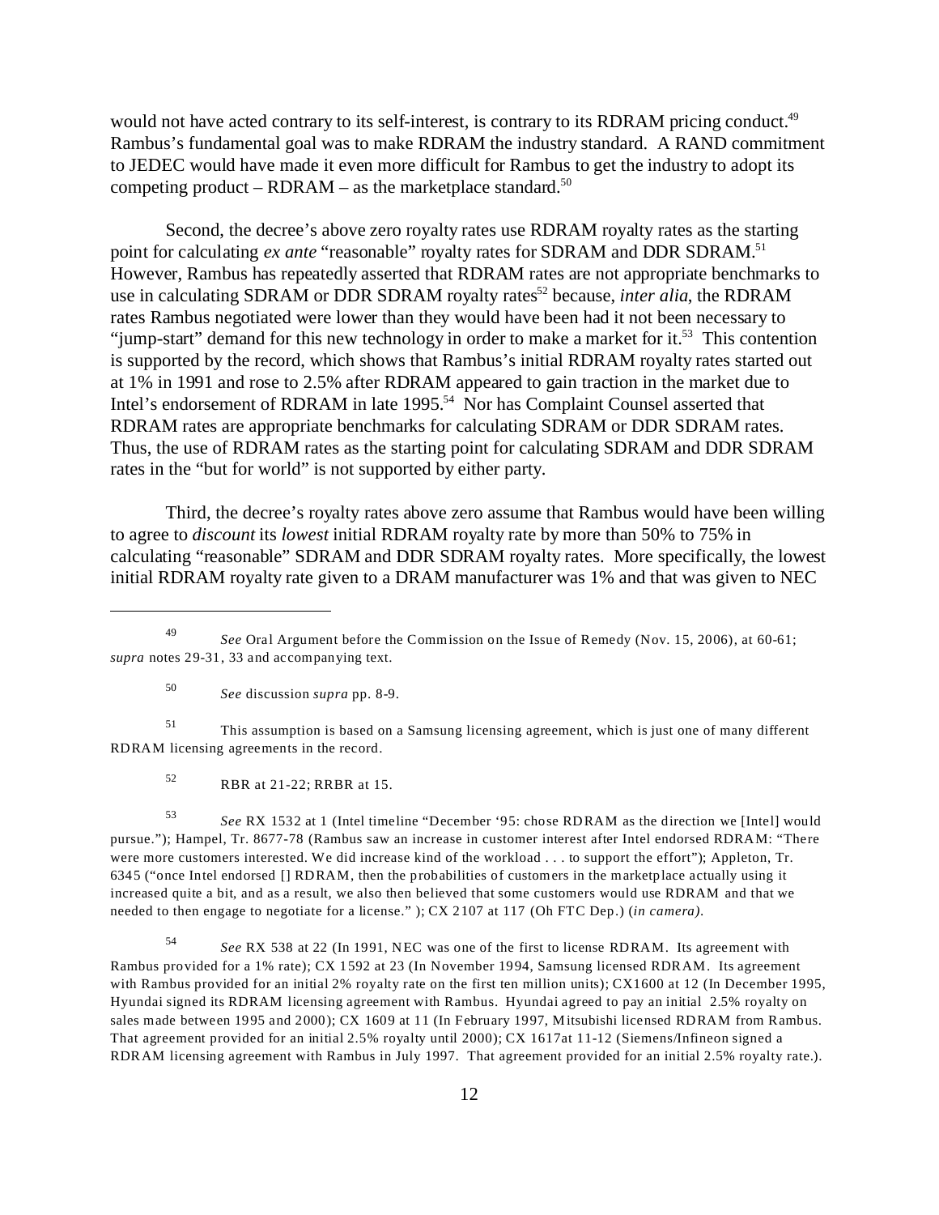would not have acted contrary to its self-interest, is contrary to its RDRAM pricing conduct.[49] Rambus's fundamental goal was to make RDRAM the industry standard. A RAND commitment to JEDEC would have made it even more difficult for Rambus to get the industry to adopt its competing product – RDRAM – as the marketplace standard.[50]

Second, the decree's above zero royalty rates use RDRAM royalty rates as the starting point for calculating *ex ante* "reasonable" royalty rates for SDRAM and DDR SDRAM.[51] However, Rambus has repeatedly asserted that RDRAM rates are not appropriate benchmarks to use in calculating SDRAM or DDR SDRAM royalty rates[52] because, *inter alia*, the RDRAM rates Rambus negotiated were lower than they would have been had it not been necessary to "jump-start" demand for this new technology in order to make a market for it.[53] This contention is supported by the record, which shows that Rambus's initial RDRAM royalty rates started out at 1% in 1991 and rose to 2.5% after RDRAM appeared to gain traction in the market due to Intel's endorsement of RDRAM in late 1995.[54] Nor has Complaint Counsel asserted that RDRAM rates are appropriate benchmarks for calculating SDRAM or DDR SDRAM rates. Thus, the use of RDRAM rates as the starting point for calculating SDRAM and DDR SDRAM rates in the "but for world" is not supported by either party.

Third, the decree's royalty rates above zero assume that Rambus would have been willing to agree to *discount* its *lowest* initial RDRAM royalty rate by more than 50% to 75% in calculating "reasonable" SDRAM and DDR SDRAM royalty rates. More specifically, the lowest initial RDRAM royalty rate given to a DRAM manufacturer was 1% and that was given to NEC

---

[49] *See* Oral Argument before the Commission on the Issue of Remedy (Nov. 15, 2006), at 60-61; *supra* notes 29-31, 33 and accompanying text.

[50] *See* discussion *supra* pp. 8-9.

[51] This assumption is based on a Samsung licensing agreement, which is just one of many different RDRAM licensing agreements in the record.

[52] RBR at 21-22; RRBR at 15.

[53] *See* RX 1532 at 1 (Intel timeline "December '95: chose RDRAM as the direction we [Intel] would pursue."); Hampel, Tr. 8677-78 (Rambus saw an increase in customer interest after Intel endorsed RDRAM: "There were more customers interested. We did increase kind of the workload . . . to support the effort"); Appleton, Tr. 6345 ("once Intel endorsed [] RDRAM, then the probabilities of customers in the marketplace actually using it increased quite a bit, and as a result, we also then believed that some customers would use RDRAM and that we needed to then engage to negotiate for a license." ); CX 2107 at 117 (Oh FTC Dep.) (*in camera).*

[54] *See* RX 538 at 22 (In 1991, NEC was one of the first to license RDRAM. Its agreement with Rambus provided for a 1% rate); CX 1592 at 23 (In November 1994, Samsung licensed RDRAM. Its agreement with Rambus provided for an initial 2% royalty rate on the first ten million units); CX1600 at 12 (In December 1995, Hyundai signed its RDRAM licensing agreement with Rambus. Hyundai agreed to pay an initial 2.5% royalty on sales made between 1995 and 2000); CX 1609 at 11 (In February 1997, Mitsubishi licensed RDRAM from Rambus. That agreement provided for an initial 2.5% royalty until 2000); CX 1617at 11-12 (Siemens/Infineon signed a RDRAM licensing agreement with Rambus in July 1997. That agreement provided for an initial 2.5% royalty rate.).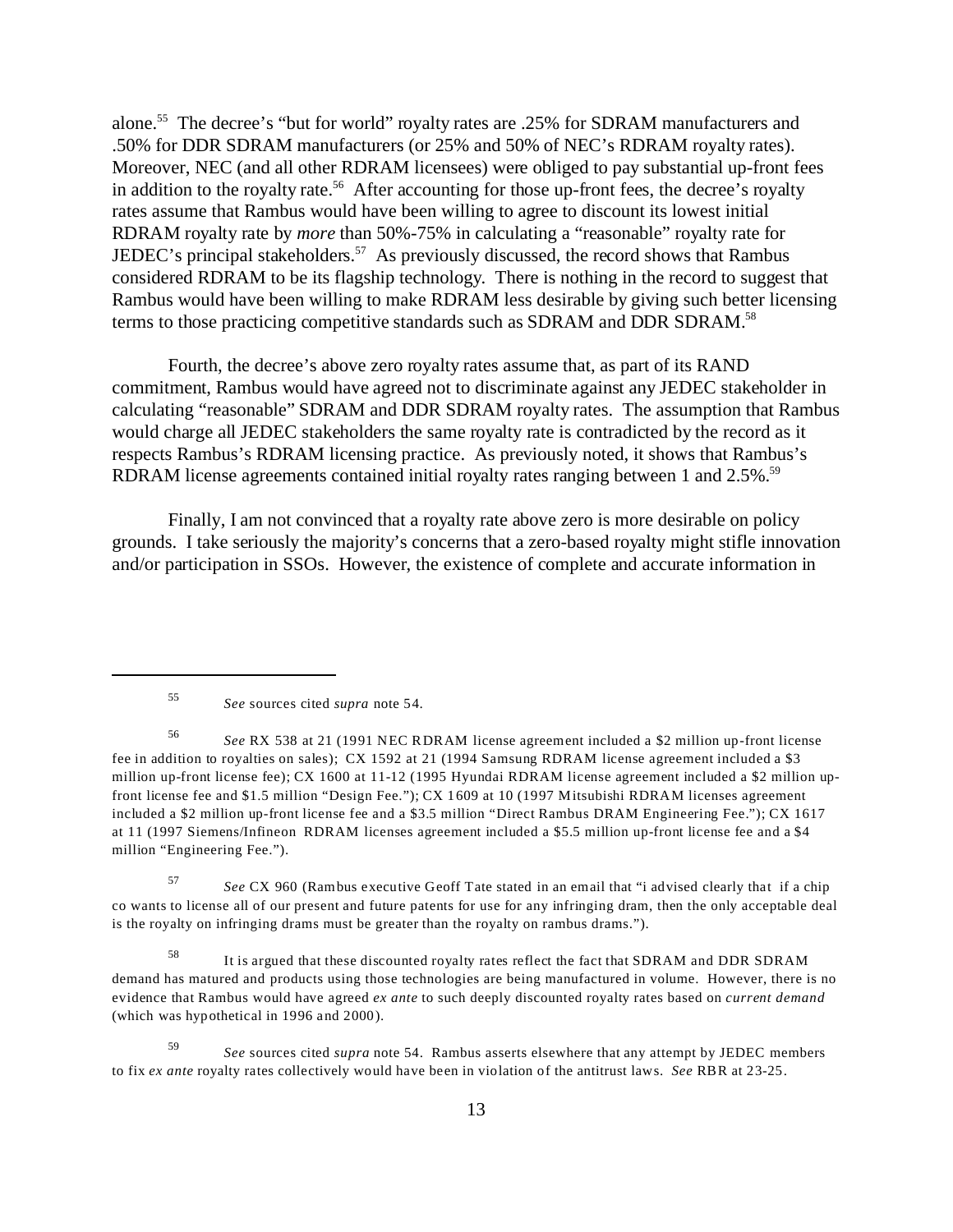alone.[55] The decree's "but for world" royalty rates are .25% for SDRAM manufacturers and .50% for DDR SDRAM manufacturers (or 25% and 50% of NEC's RDRAM royalty rates). Moreover, NEC (and all other RDRAM licensees) were obliged to pay substantial up-front fees in addition to the royalty rate.[56] After accounting for those up-front fees, the decree's royalty rates assume that Rambus would have been willing to agree to discount its lowest initial RDRAM royalty rate by *more* than 50%-75% in calculating a "reasonable" royalty rate for JEDEC's principal stakeholders.[57] As previously discussed, the record shows that Rambus considered RDRAM to be its flagship technology. There is nothing in the record to suggest that Rambus would have been willing to make RDRAM less desirable by giving such better licensing terms to those practicing competitive standards such as SDRAM and DDR SDRAM.[58]

Fourth, the decree's above zero royalty rates assume that, as part of its RAND commitment, Rambus would have agreed not to discriminate against any JEDEC stakeholder in calculating "reasonable" SDRAM and DDR SDRAM royalty rates. The assumption that Rambus would charge all JEDEC stakeholders the same royalty rate is contradicted by the record as it respects Rambus's RDRAM licensing practice. As previously noted, it shows that Rambus's RDRAM license agreements contained initial royalty rates ranging between 1 and 2.5%.[59]

Finally, I am not convinced that a royalty rate above zero is more desirable on policy grounds. I take seriously the majority's concerns that a zero-based royalty might stifle innovation and/or participation in SSOs. However, the existence of complete and accurate information in

---

[55] *See* sources cited *supra* note 54.

[56] *See* RX 538 at 21 (1991 NEC RDRAM license agreement included a $2 million up-front license fee in addition to royalties on sales); CX 1592 at 21 (1994 Samsung RDRAM license agreement included a $3 million up-front license fee); CX 1600 at 11-12 (1995 Hyundai RDRAM license agreement included a $2 million up-front license fee and $1.5 million "Design Fee."); CX 1609 at 10 (1997 Mitsubishi RDRAM licenses agreement included a $2 million up-front license fee and a $3.5 million "Direct Rambus DRAM Engineering Fee."); CX 1617 at 11 (1997 Siemens/Infineon RDRAM licenses agreement included a $5.5 million up-front license fee and a $4 million "Engineering Fee.").

[57] *See* CX 960 (Rambus executive Geoff Tate stated in an email that "i advised clearly that if a chip co wants to license all of our present and future patents for use for any infringing dram, then the only acceptable deal is the royalty on infringing drams must be greater than the royalty on rambus drams.").

[58] It is argued that these discounted royalty rates reflect the fact that SDRAM and DDR SDRAM demand has matured and products using those technologies are being manufactured in volume. However, there is no evidence that Rambus would have agreed *ex ante* to such deeply discounted royalty rates based on *current demand* (which was hypothetical in 1996 and 2000).

[59] *See* sources cited *supra* note 54. Rambus asserts elsewhere that any attempt by JEDEC members to fix *ex ante* royalty rates collectively would have been in violation of the antitrust laws. *See* RBR at 23-25.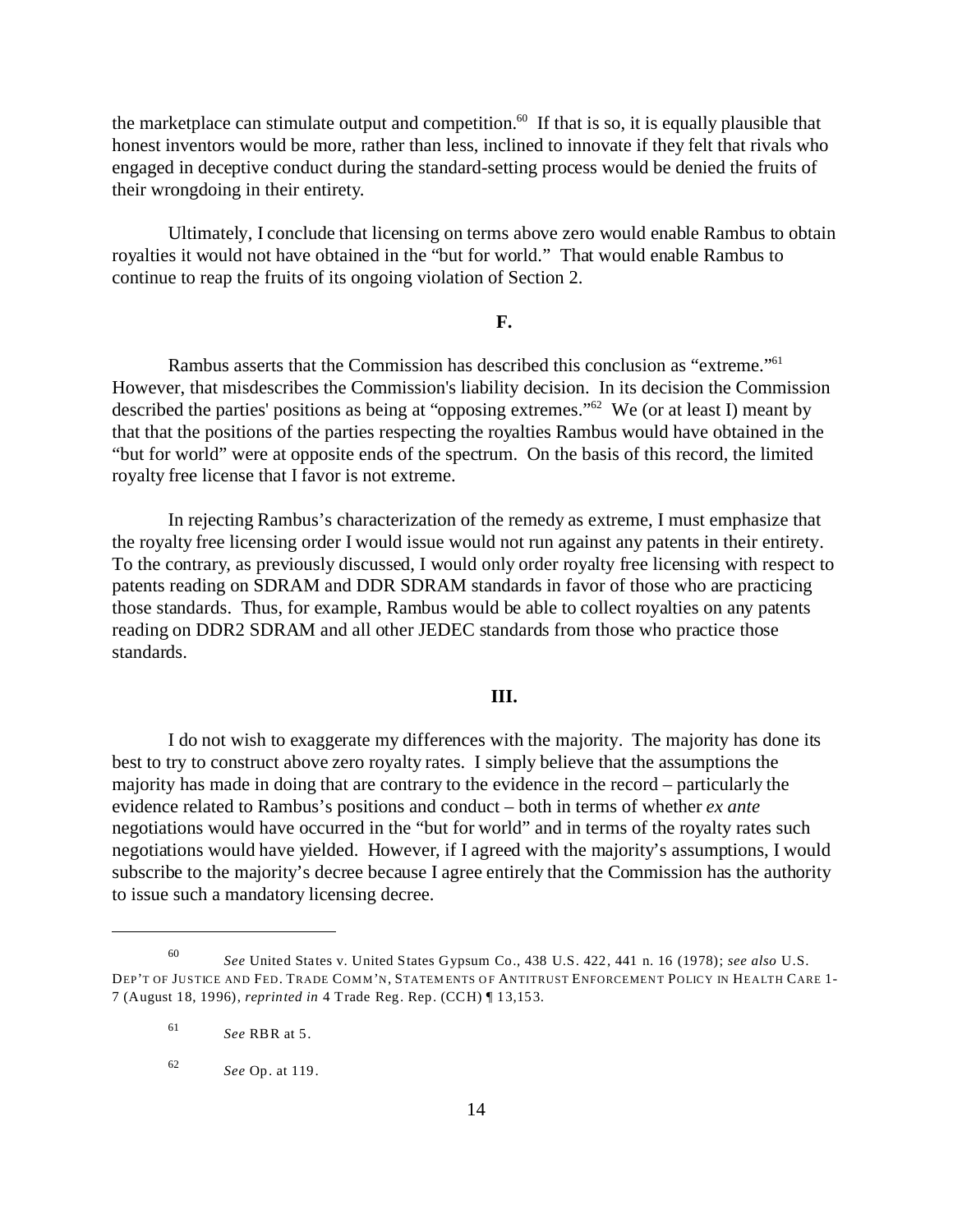the marketplace can stimulate output and competition.[60] If that is so, it is equally plausible that honest inventors would be more, rather than less, inclined to innovate if they felt that rivals who engaged in deceptive conduct during the standard-setting process would be denied the fruits of their wrongdoing in their entirety.

Ultimately, I conclude that licensing on terms above zero would enable Rambus to obtain royalties it would not have obtained in the "but for world." That would enable Rambus to continue to reap the fruits of its ongoing violation of Section 2.

**F.**

Rambus asserts that the Commission has described this conclusion as "extreme."[61] However, that misdescribes the Commission's liability decision. In its decision the Commission described the parties' positions as being at "opposing extremes."[62] We (or at least I) meant by that that the positions of the parties respecting the royalties Rambus would have obtained in the "but for world" were at opposite ends of the spectrum. On the basis of this record, the limited royalty free license that I favor is not extreme.

In rejecting Rambus's characterization of the remedy as extreme, I must emphasize that the royalty free licensing order I would issue would not run against any patents in their entirety. To the contrary, as previously discussed, I would only order royalty free licensing with respect to patents reading on SDRAM and DDR SDRAM standards in favor of those who are practicing those standards. Thus, for example, Rambus would be able to collect royalties on any patents reading on DDR2 SDRAM and all other JEDEC standards from those who practice those standards.

**III.**

I do not wish to exaggerate my differences with the majority. The majority has done its best to try to construct above zero royalty rates. I simply believe that the assumptions the majority has made in doing that are contrary to the evidence in the record – particularly the evidence related to Rambus's positions and conduct – both in terms of whether *ex ante* negotiations would have occurred in the "but for world" and in terms of the royalty rates such negotiations would have yielded. However, if I agreed with the majority's assumptions, I would subscribe to the majority's decree because I agree entirely that the Commission has the authority to issue such a mandatory licensing decree.

---

[60] *See* United States v. United States Gypsum Co., 438 U.S. 422, 441 n. 16 (1978); *see also* U.S. DEP'T OF JUSTICE AND FED. TRADE COMM'N, STATEMENTS OF ANTITRUST ENFORCEMENT POLICY IN HEALTH CARE 1-7 (August 18, 1996), *reprinted in* 4 Trade Reg. Rep. (CCH) ¶ 13,153.

[61] *See* RBR at 5.

[62] *See* Op. at 119.